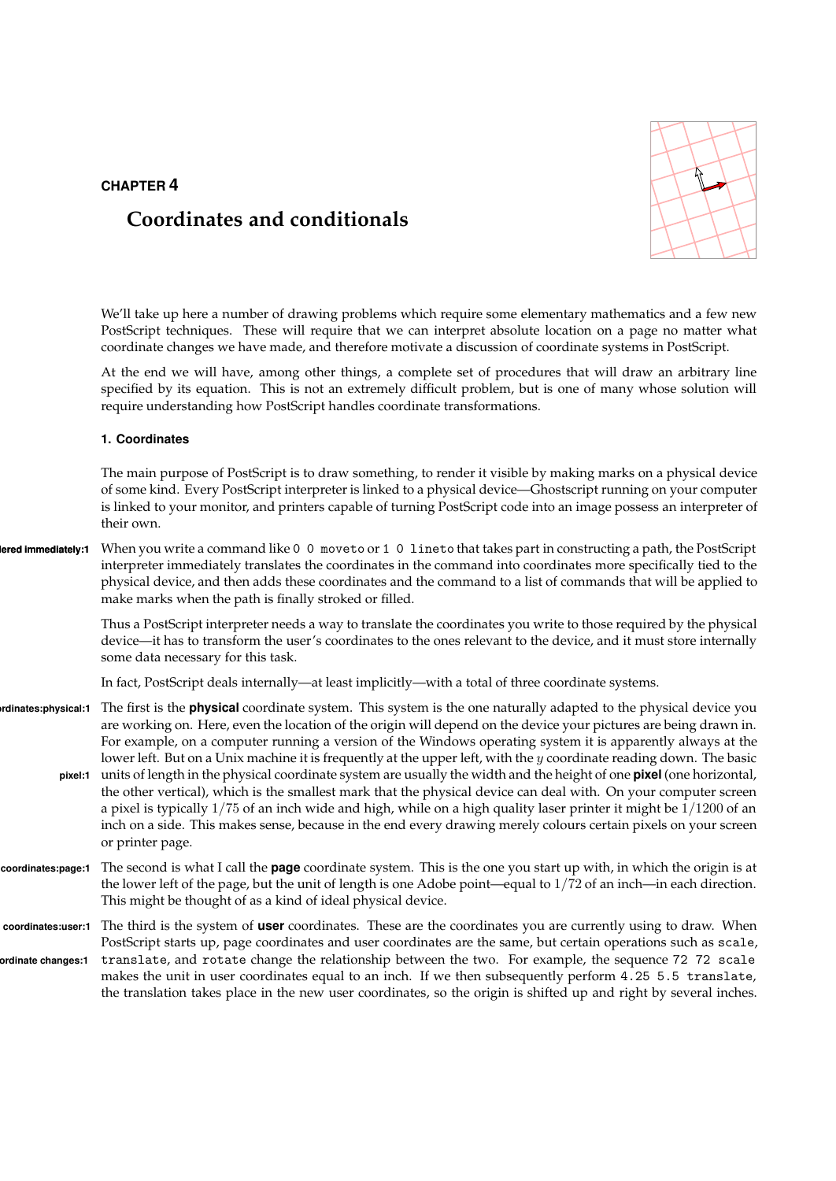CHAPTER 4

# Coordinates and conditionals

We'll take up here a number of drawing problems which require some elementary mathematics and a few new PostScript techniques. These will require that we can interpret absolute location on a page no matter what coordinate changes we have made, and therefore motivate a discussion of coordinate systems in PostScript.

At the end we will have, among other things, a complete set of procedures that will draw an arbitrary line specified by its equation. This is not an extremely difficult problem, but is one of many whose solution will require understanding how PostScript handles coordinate transformations.

## 1. Coordinates

The main purpose of PostScript is to draw something, to render it visible by making marks on a physical device of some kind. Every PostScript interpreter is linked to a physical device—Ghostscript running on your computer is linked to your monitor, and printers capable of turning PostScript code into an image possess an interpreter of their own.

When you write a command like `0 0 moveto` or `1 0 lineto` that takes part in constructing a path, the PostScript interpreter immediately translates the coordinates in the command into coordinates more specifically tied to the physical device, and then adds these coordinates and the command to a list of commands that will be applied to make marks when the path is finally stroked or filled.

Thus a PostScript interpreter needs a way to translate the coordinates you write to those required by the physical device—it has to transform the user's coordinates to the ones relevant to the device, and it must store internally some data necessary for this task.

In fact, PostScript deals internally—at least implicitly—with a total of three coordinate systems.

The first is the **physical** coordinate system. This system is the one naturally adapted to the physical device you are working on. Here, even the location of the origin will depend on the device your pictures are being drawn in. For example, on a computer running a version of the Windows operating system it is apparently always at the lower left. But on a Unix machine it is frequently at the upper left, with the $y$ coordinate reading down. The basic units of length in the physical coordinate system are usually the width and the height of one **pixel** (one horizontal, the other vertical), which is the smallest mark that the physical device can deal with. On your computer screen a pixel is typically $1/75$ of an inch wide and high, while on a high quality laser printer it might be $1/1200$ of an inch on a side. This makes sense, because in the end every drawing merely colours certain pixels on your screen or printer page.

The second is what I call the **page** coordinate system. This is the one you start up with, in which the origin is at the lower left of the page, but the unit of length is one Adobe point—equal to $1/72$ of an inch—in each direction. This might be thought of as a kind of ideal physical device.

The third is the system of **user** coordinates. These are the coordinates you are currently using to draw. When PostScript starts up, page coordinates and user coordinates are the same, but certain operations such as `scale`, `translate`, and `rotate` change the relationship between the two. For example, the sequence `72 72 scale` makes the unit in user coordinates equal to an inch. If we then subsequently perform `4.25 5.5 translate`, the translation takes place in the new user coordinates, so the origin is shifted up and right by several inches.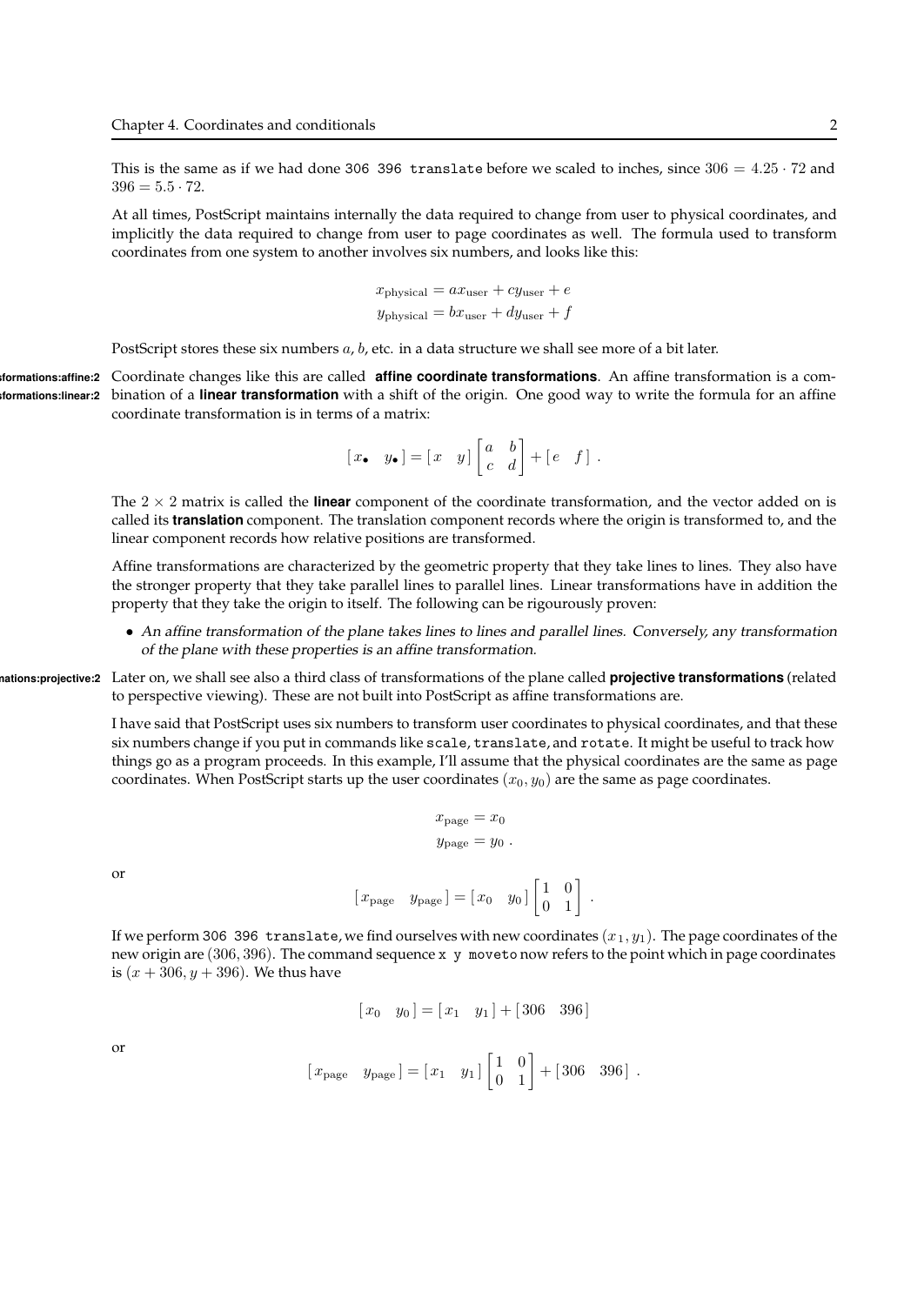This is the same as if we had done `306 396 translate` before we scaled to inches, since $306 = 4.25 \cdot 72$ and $396 = 5.5 \cdot 72$.

At all times, PostScript maintains internally the data required to change from user to physical coordinates, and implicitly the data required to change from user to page coordinates as well. The formula used to transform coordinates from one system to another involves six numbers, and looks like this:

$$x_{\text{physical}} = a x_{\text{user}} + c y_{\text{user}} + e$$
$$y_{\text{physical}} = b x_{\text{user}} + d y_{\text{user}} + f$$

PostScript stores these six numbers $a$, $b$, etc. in a data structure we shall see more of a bit later.

Coordinate changes like this are called **affine coordinate transformations**. An affine transformation is a combination of a **linear transformation** with a shift of the origin. One good way to write the formula for an affine coordinate transformation is in terms of a matrix:

$$[\, x_\bullet \quad y_\bullet \,] = [\, x \quad y \,] \begin{bmatrix} a & b \\ c & d \end{bmatrix} + [\, e \quad f \,] \ .$$

The $2 \times 2$ matrix is called the **linear** component of the coordinate transformation, and the vector added on is called its **translation** component. The translation component records where the origin is transformed to, and the linear component records how relative positions are transformed.

Affine transformations are characterized by the geometric property that they take lines to lines. They also have the stronger property that they take parallel lines to parallel lines. Linear transformations have in addition the property that they take the origin to itself. The following can be rigourously proven:

- *An affine transformation of the plane takes lines to lines and parallel lines. Conversely, any transformation of the plane with these properties is an affine transformation.*

Later on, we shall see also a third class of transformations of the plane called **projective transformations** (related to perspective viewing). These are not built into PostScript as affine transformations are.

I have said that PostScript uses six numbers to transform user coordinates to physical coordinates, and that these six numbers change if you put in commands like `scale`, `translate`, and `rotate`. It might be useful to track how things go as a program proceeds. In this example, I'll assume that the physical coordinates are the same as page coordinates. When PostScript starts up the user coordinates $(x_0, y_0)$ are the same as page coordinates.

$$x_{\text{page}} = x_0$$
$$y_{\text{page}} = y_0 \ .$$

or

$$[\, x_{\text{page}} \quad y_{\text{page}} \,] = [\, x_0 \quad y_0 \,] \begin{bmatrix} 1 & 0 \\ 0 & 1 \end{bmatrix} \ .$$

If we perform `306 396 translate`, we find ourselves with new coordinates $(x_1, y_1)$. The page coordinates of the new origin are $(306, 396)$. The command sequence `x y moveto` now refers to the point which in page coordinates is $(x + 306, y + 396)$. We thus have

$$[\, x_0 \quad y_0 \,] = [\, x_1 \quad y_1 \,] + [\, 306 \quad 396 \,]$$

or

$$[\, x_{\text{page}} \quad y_{\text{page}} \,] = [\, x_1 \quad y_1 \,] \begin{bmatrix} 1 & 0 \\ 0 & 1 \end{bmatrix} + [\, 306 \quad 396 \,] \ .$$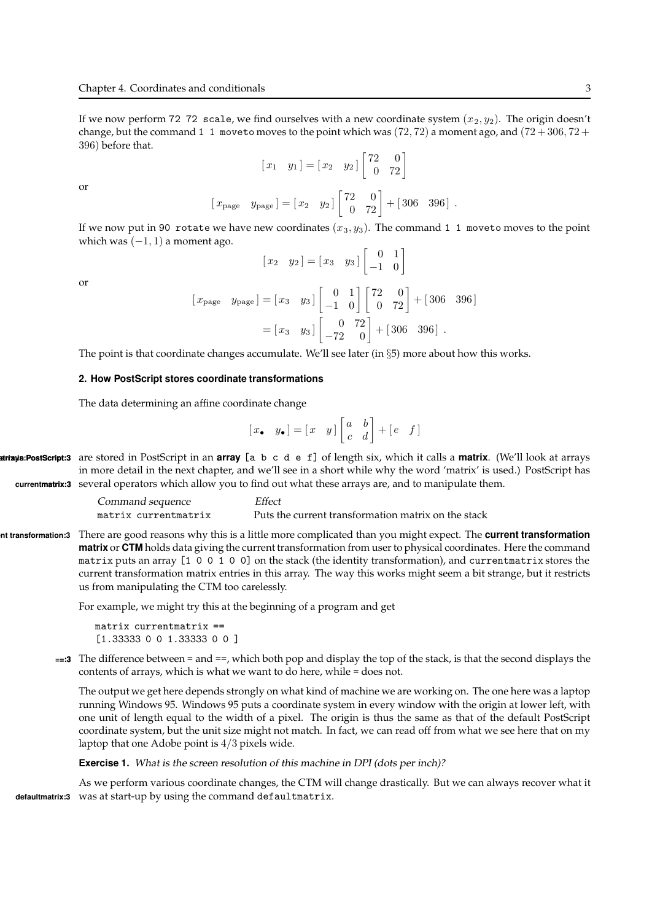If we now perform `72 72 scale`, we find ourselves with a new coordinate system $(x_2, y_2)$. The origin doesn't change, but the command `1 1 moveto` moves to the point which was $(72, 72)$ a moment ago, and $(72 + 306, 72 + 396)$ before that.

$$[\, x_1 \quad y_1 \,] = [\, x_2 \quad y_2 \,] \begin{bmatrix} 72 & 0 \\ 0 & 72 \end{bmatrix}$$

or

$$[\, x_{\text{page}} \quad y_{\text{page}} \,] = [\, x_2 \quad y_2 \,] \begin{bmatrix} 72 & 0 \\ 0 & 72 \end{bmatrix} + [\, 306 \quad 396 \,] \,.$$

If we now put in `90 rotate` we have new coordinates $(x_3, y_3)$. The command `1 1 moveto` moves to the point which was $(-1, 1)$ a moment ago.

$$[\, x_2 \quad y_2 \,] = [\, x_3 \quad y_3 \,] \begin{bmatrix} 0 & 1 \\ -1 & 0 \end{bmatrix}$$

or

$$\begin{aligned} [\, x_{\text{page}} \quad y_{\text{page}} \,] &= [\, x_3 \quad y_3 \,] \begin{bmatrix} 0 & 1 \\ -1 & 0 \end{bmatrix} \begin{bmatrix} 72 & 0 \\ 0 & 72 \end{bmatrix} + [\, 306 \quad 396 \,] \\ &= [\, x_3 \quad y_3 \,] \begin{bmatrix} 0 & 72 \\ -72 & 0 \end{bmatrix} + [\, 306 \quad 396 \,] \,. \end{aligned}$$

The point is that coordinate changes accumulate. We'll see later (in §5) more about how this works.

## 2. How PostScript stores coordinate transformations

The data determining an affine coordinate change

$$[\, x_\bullet \quad y_\bullet \,] = [\, x \quad y \,] \begin{bmatrix} a & b \\ c & d \end{bmatrix} + [\, e \quad f \,]$$

are stored in PostScript in an **array** `[a b c d e f]` of length six, which it calls a **matrix**. (We'll look at arrays in more detail in the next chapter, and we'll see in a short while why the word 'matrix' is used.) PostScript has several operators which allow you to find out what these arrays are, and to manipulate them.

| *Command sequence* | *Effect* |
| --- | --- |
| `matrix currentmatrix` | Puts the current transformation matrix on the stack |

There are good reasons why this is a little more complicated than you might expect. The **current transformation matrix** or **CTM** holds data giving the current transformation from user to physical coordinates. Here the command `matrix` puts an array `[1 0 0 1 0 0]` on the stack (the identity transformation), and `currentmatrix` stores the current transformation matrix entries in this array. The way this works might seem a bit strange, but it restricts us from manipulating the CTM too carelessly.

For example, we might try this at the beginning of a program and get

```
matrix currentmatrix ==
[1.33333 0 0 1.33333 0 0 ]
```

The difference between `=` and `==`, which both pop and display the top of the stack, is that the second displays the contents of arrays, which is what we want to do here, while `=` does not.

The output we get here depends strongly on what kind of machine we are working on. The one here was a laptop running Windows 95. Windows 95 puts a coordinate system in every window with the origin at lower left, with one unit of length equal to the width of a pixel. The origin is thus the same as that of the default PostScript coordinate system, but the unit size might not match. In fact, we can read off from what we see here that on my laptop that one Adobe point is $4/3$ pixels wide.

**Exercise 1.** *What is the screen resolution of this machine in DPI (dots per inch)?*

As we perform various coordinate changes, the CTM will change drastically. But we can always recover what it was at start-up by using the command `defaultmatrix`.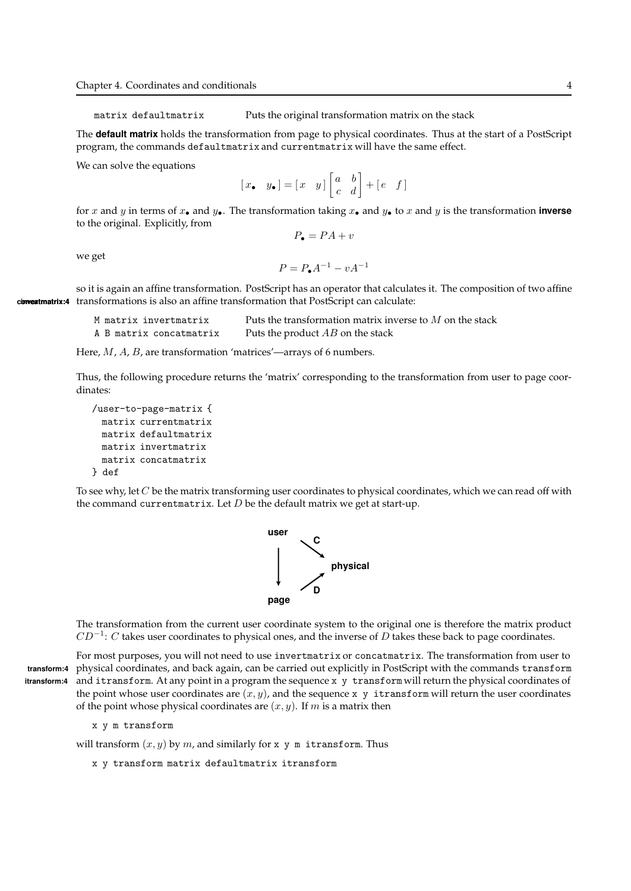| | |
|---|---|
| `matrix defaultmatrix` | Puts the original transformation matrix on the stack |

The **default matrix** holds the transformation from page to physical coordinates. Thus at the start of a PostScript program, the commands `defaultmatrix` and `currentmatrix` will have the same effect.

We can solve the equations

$$[\, x_\bullet \quad y_\bullet \,] = [\, x \quad y \,] \begin{bmatrix} a & b \\ c & d \end{bmatrix} + [\, e \quad f \,]$$

for $x$ and $y$ in terms of $x_\bullet$ and $y_\bullet$. The transformation taking $x_\bullet$ and $y_\bullet$ to $x$ and $y$ is the transformation **inverse** to the original. Explicitly, from

$$P_\bullet = PA + v$$

we get

$$P = P_\bullet A^{-1} - vA^{-1}$$

so it is again an affine transformation. PostScript has an operator that calculates it. The composition of two affine transformations is also an affine transformation that PostScript can calculate:

| | |
|---|---|
| `M matrix invertmatrix` | Puts the transformation matrix inverse to $M$ on the stack |
| `A B matrix concatmatrix` | Puts the product $AB$ on the stack |

Here, $M$, $A$, $B$, are transformation 'matrices'—arrays of 6 numbers.

Thus, the following procedure returns the 'matrix' corresponding to the transformation from user to page coordinates:

```
/user-to-page-matrix {
  matrix currentmatrix
  matrix defaultmatrix
  matrix invertmatrix
  matrix concatmatrix
} def
```

To see why, let $C$ be the matrix transforming user coordinates to physical coordinates, which we can read off with the command `currentmatrix`. Let $D$ be the default matrix we get at start-up.

The transformation from the current user coordinate system to the original one is therefore the matrix product $CD^{-1}$: $C$ takes user coordinates to physical ones, and the inverse of $D$ takes these back to page coordinates.

For most purposes, you will not need to use `invertmatrix` or `concatmatrix`. The transformation from user to physical coordinates, and back again, can be carried out explicitly in PostScript with the commands `transform` and `itransform`. At any point in a program the sequence `x y transform` will return the physical coordinates of the point whose user coordinates are $(x, y)$, and the sequence `x y itransform` will return the user coordinates of the point whose physical coordinates are $(x, y)$. If $m$ is a matrix then

```
x y m transform
```

will transform $(x, y)$ by $m$, and similarly for `x y m itransform`. Thus

```
x y transform matrix defaultmatrix itransform
```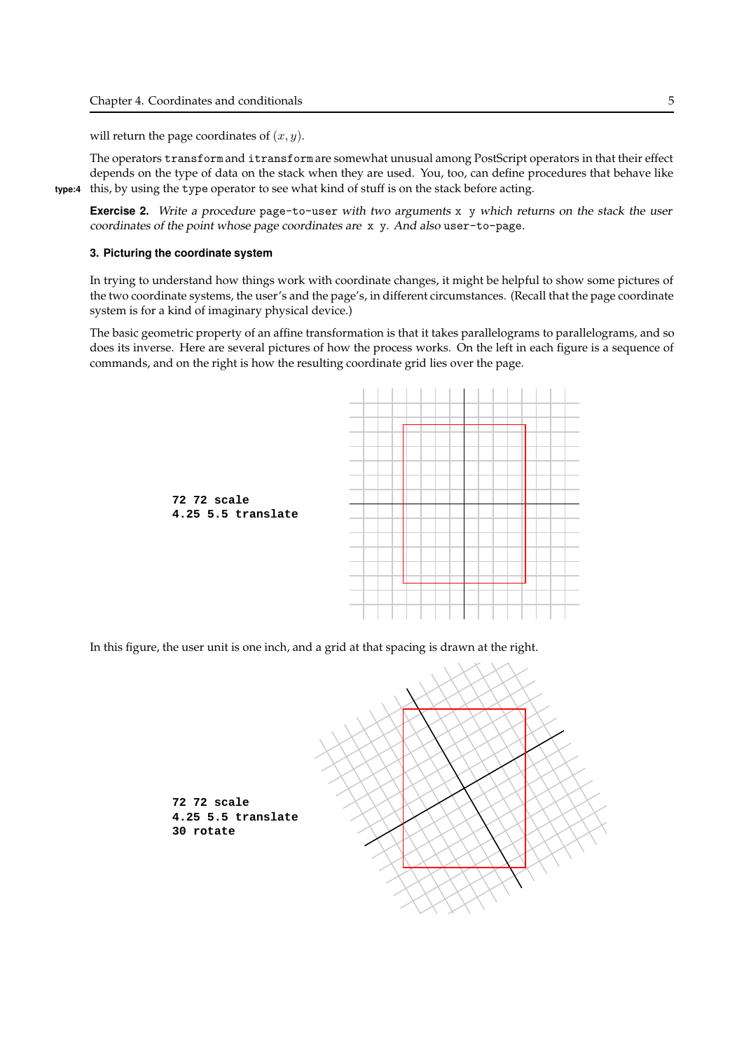will return the page coordinates of $(x, y)$.

The operators `transform` and `itransform` are somewhat unusual among PostScript operators in that their effect depends on the type of data on the stack when they are used. You, too, can define procedures that behave like this, by using the `type` operator to see what kind of stuff is on the stack before acting.

**type:4**

**Exercise 2.** *Write a procedure* `page-to-user` *with two arguments* `x y` *which returns on the stack the user coordinates of the point whose page coordinates are* `x y`. *And also* `user-to-page`.

### 3. Picturing the coordinate system

In trying to understand how things work with coordinate changes, it might be helpful to show some pictures of the two coordinate systems, the user's and the page's, in different circumstances. (Recall that the page coordinate system is for a kind of imaginary physical device.)

The basic geometric property of an affine transformation is that it takes parallelograms to parallelograms, and so does its inverse. Here are several pictures of how the process works. On the left in each figure is a sequence of commands, and on the right is how the resulting coordinate grid lies over the page.

```
72 72 scale
4.25 5.5 translate
```

In this figure, the user unit is one inch, and a grid at that spacing is drawn at the right.

```
72 72 scale
4.25 5.5 translate
30 rotate
```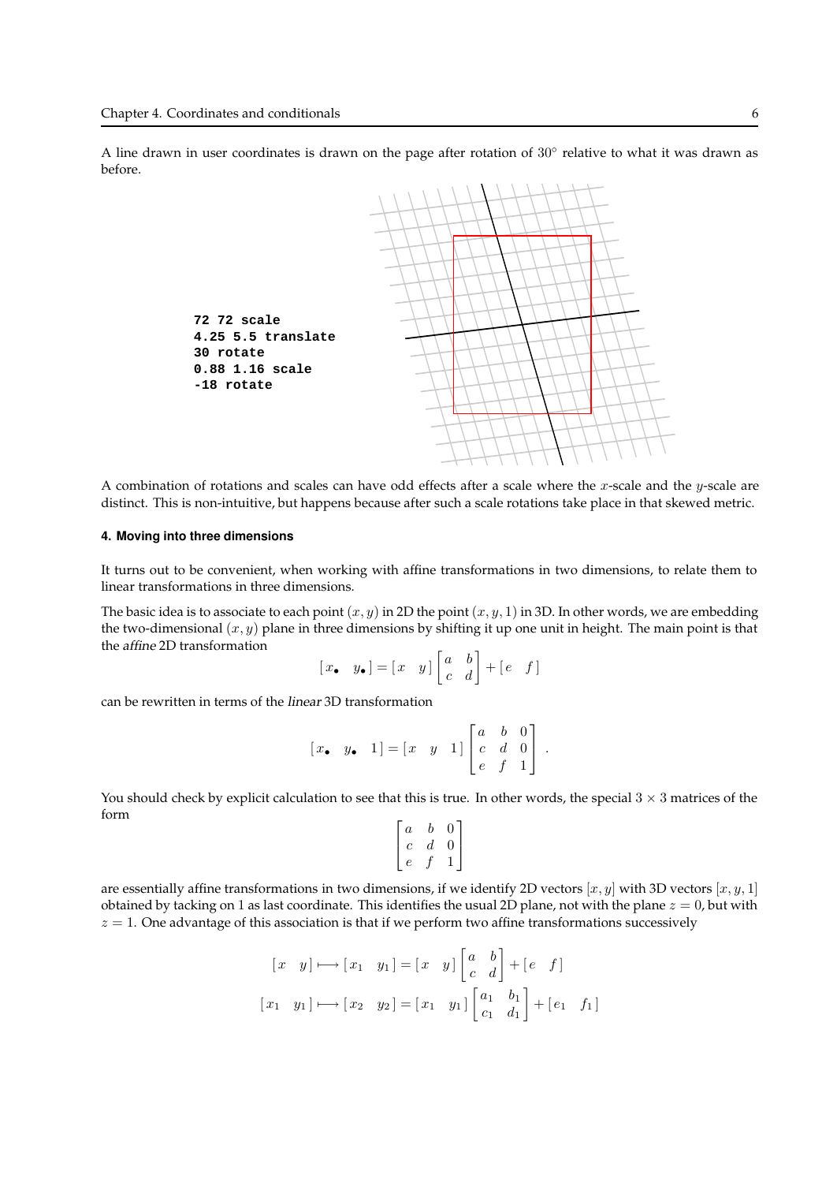A line drawn in user coordinates is drawn on the page after rotation of $30^\circ$ relative to what it was drawn as before.

```
72 72 scale
4.25 5.5 translate
30 rotate
0.88 1.16 scale
-18 rotate
```

A combination of rotations and scales can have odd effects after a scale where the $x$-scale and the $y$-scale are distinct. This is non-intuitive, but happens because after such a scale rotations take place in that skewed metric.

#### 4. Moving into three dimensions

It turns out to be convenient, when working with affine transformations in two dimensions, to relate them to linear transformations in three dimensions.

The basic idea is to associate to each point $(x, y)$ in 2D the point $(x, y, 1)$ in 3D. In other words, we are embedding the two-dimensional $(x, y)$ plane in three dimensions by shifting it up one unit in height. The main point is that the *affine* 2D transformation

$$[\,x_\bullet \quad y_\bullet\,] = [\,x \quad y\,] \begin{bmatrix} a & b \\ c & d \end{bmatrix} + [\,e \quad f\,]$$

can be rewritten in terms of the *linear* 3D transformation

$$[\,x_\bullet \quad y_\bullet \quad 1\,] = [\,x \quad y \quad 1\,] \begin{bmatrix} a & b & 0 \\ c & d & 0 \\ e & f & 1 \end{bmatrix} .$$

You should check by explicit calculation to see that this is true. In other words, the special $3 \times 3$ matrices of the form

$$\begin{bmatrix} a & b & 0 \\ c & d & 0 \\ e & f & 1 \end{bmatrix}$$

are essentially affine transformations in two dimensions, if we identify 2D vectors $[x, y]$ with 3D vectors $[x, y, 1]$ obtained by tacking on 1 as last coordinate. This identifies the usual 2D plane, not with the plane $z = 0$, but with $z = 1$. One advantage of this association is that if we perform two affine transformations successively

$$[\,x \quad y\,] \longmapsto [\,x_1 \quad y_1\,] = [\,x \quad y\,] \begin{bmatrix} a & b \\ c & d \end{bmatrix} + [\,e \quad f\,]$$

$$[\,x_1 \quad y_1\,] \longmapsto [\,x_2 \quad y_2\,] = [\,x_1 \quad y_1\,] \begin{bmatrix} a_1 & b_1 \\ c_1 & d_1 \end{bmatrix} + [\,e_1 \quad f_1\,]$$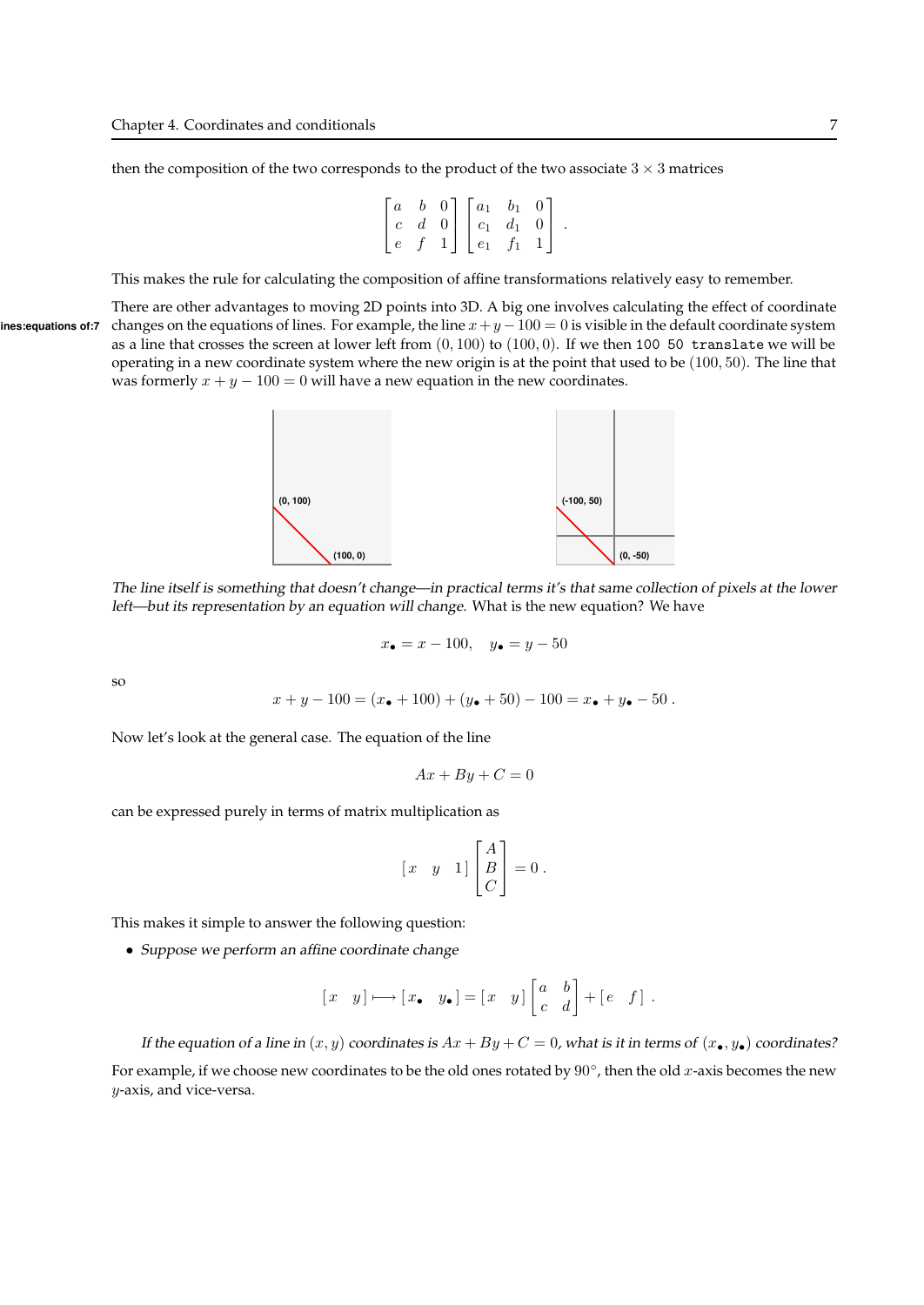then the composition of the two corresponds to the product of the two associate $3 \times 3$ matrices

$$\begin{bmatrix} a & b & 0 \\ c & d & 0 \\ e & f & 1 \end{bmatrix} \begin{bmatrix} a_1 & b_1 & 0 \\ c_1 & d_1 & 0 \\ e_1 & f_1 & 1 \end{bmatrix} .$$

This makes the rule for calculating the composition of affine transformations relatively easy to remember.

There are other advantages to moving 2D points into 3D. A big one involves calculating the effect of coordinate changes on the equations of lines. For example, the line $x + y - 100 = 0$ is visible in the default coordinate system as a line that crosses the screen at lower left from $(0, 100)$ to $(100, 0)$. If we then `100 50 translate` we will be operating in a new coordinate system where the new origin is at the point that used to be $(100, 50)$. The line that was formerly $x + y - 100 = 0$ will have a new equation in the new coordinates.

*The line itself is something that doesn't change—in practical terms it's that same collection of pixels at the lower left—but its representation by an equation will change.* What is the new equation? We have

$$x_\bullet = x - 100, \quad y_\bullet = y - 50$$

so

$$x + y - 100 = (x_\bullet + 100) + (y_\bullet + 50) - 100 = x_\bullet + y_\bullet - 50 .$$

Now let's look at the general case. The equation of the line

$$Ax + By + C = 0$$

can be expressed purely in terms of matrix multiplication as

$$\begin{bmatrix} x & y & 1 \end{bmatrix} \begin{bmatrix} A \\ B \\ C \end{bmatrix} = 0 .$$

This makes it simple to answer the following question:

- *Suppose we perform an affine coordinate change*

$$\begin{bmatrix} x & y \end{bmatrix} \longmapsto \begin{bmatrix} x_\bullet & y_\bullet \end{bmatrix} = \begin{bmatrix} x & y \end{bmatrix} \begin{bmatrix} a & b \\ c & d \end{bmatrix} + \begin{bmatrix} e & f \end{bmatrix} .$$

  *If the equation of a line in $(x, y)$ coordinates is $Ax + By + C = 0$, what is it in terms of $(x_\bullet, y_\bullet)$ coordinates?*

For example, if we choose new coordinates to be the old ones rotated by $90°$, then the old $x$-axis becomes the new $y$-axis, and vice-versa.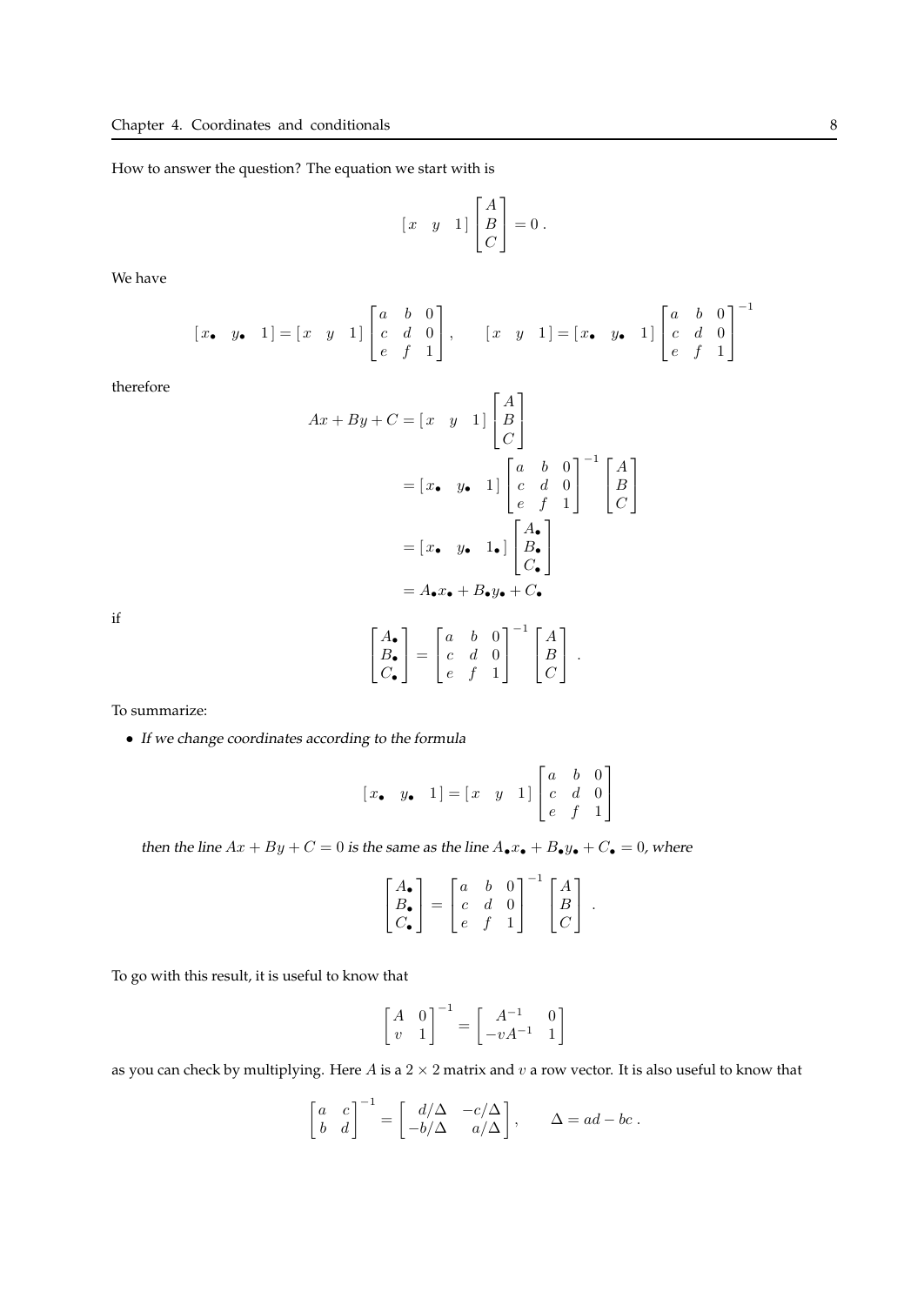How to answer the question? The equation we start with is

$$[\,x \quad y \quad 1\,] \begin{bmatrix} A \\ B \\ C \end{bmatrix} = 0\,.$$

We have

$$[\,x_\bullet \quad y_\bullet \quad 1\,] = [\,x \quad y \quad 1\,] \begin{bmatrix} a & b & 0 \\ c & d & 0 \\ e & f & 1 \end{bmatrix}, \qquad [\,x \quad y \quad 1\,] = [\,x_\bullet \quad y_\bullet \quad 1\,] \begin{bmatrix} a & b & 0 \\ c & d & 0 \\ e & f & 1 \end{bmatrix}^{-1}$$

therefore

$$\begin{aligned} Ax + By + C &= [\,x \quad y \quad 1\,] \begin{bmatrix} A \\ B \\ C \end{bmatrix} \\ &= [\,x_\bullet \quad y_\bullet \quad 1\,] \begin{bmatrix} a & b & 0 \\ c & d & 0 \\ e & f & 1 \end{bmatrix}^{-1} \begin{bmatrix} A \\ B \\ C \end{bmatrix} \\ &= [\,x_\bullet \quad y_\bullet \quad 1_\bullet\,] \begin{bmatrix} A_\bullet \\ B_\bullet \\ C_\bullet \end{bmatrix} \\ &= A_\bullet x_\bullet + B_\bullet y_\bullet + C_\bullet \end{aligned}$$

if

$$\begin{bmatrix} A_\bullet \\ B_\bullet \\ C_\bullet \end{bmatrix} = \begin{bmatrix} a & b & 0 \\ c & d & 0 \\ e & f & 1 \end{bmatrix}^{-1} \begin{bmatrix} A \\ B \\ C \end{bmatrix}\,.$$

To summarize:

- *If we change coordinates according to the formula*

$$[\,x_\bullet \quad y_\bullet \quad 1\,] = [\,x \quad y \quad 1\,] \begin{bmatrix} a & b & 0 \\ c & d & 0 \\ e & f & 1 \end{bmatrix}$$

*then the line $Ax + By + C = 0$ is the same as the line $A_\bullet x_\bullet + B_\bullet y_\bullet + C_\bullet = 0$, where*

$$\begin{bmatrix} A_\bullet \\ B_\bullet \\ C_\bullet \end{bmatrix} = \begin{bmatrix} a & b & 0 \\ c & d & 0 \\ e & f & 1 \end{bmatrix}^{-1} \begin{bmatrix} A \\ B \\ C \end{bmatrix}\,.$$

To go with this result, it is useful to know that

$$\begin{bmatrix} A & 0 \\ v & 1 \end{bmatrix}^{-1} = \begin{bmatrix} A^{-1} & 0 \\ -vA^{-1} & 1 \end{bmatrix}$$

as you can check by multiplying. Here $A$ is a $2 \times 2$ matrix and $v$ a row vector. It is also useful to know that

$$\begin{bmatrix} a & c \\ b & d \end{bmatrix}^{-1} = \begin{bmatrix} d/\Delta & -c/\Delta \\ -b/\Delta & a/\Delta \end{bmatrix}, \qquad \Delta = ad - bc\,.$$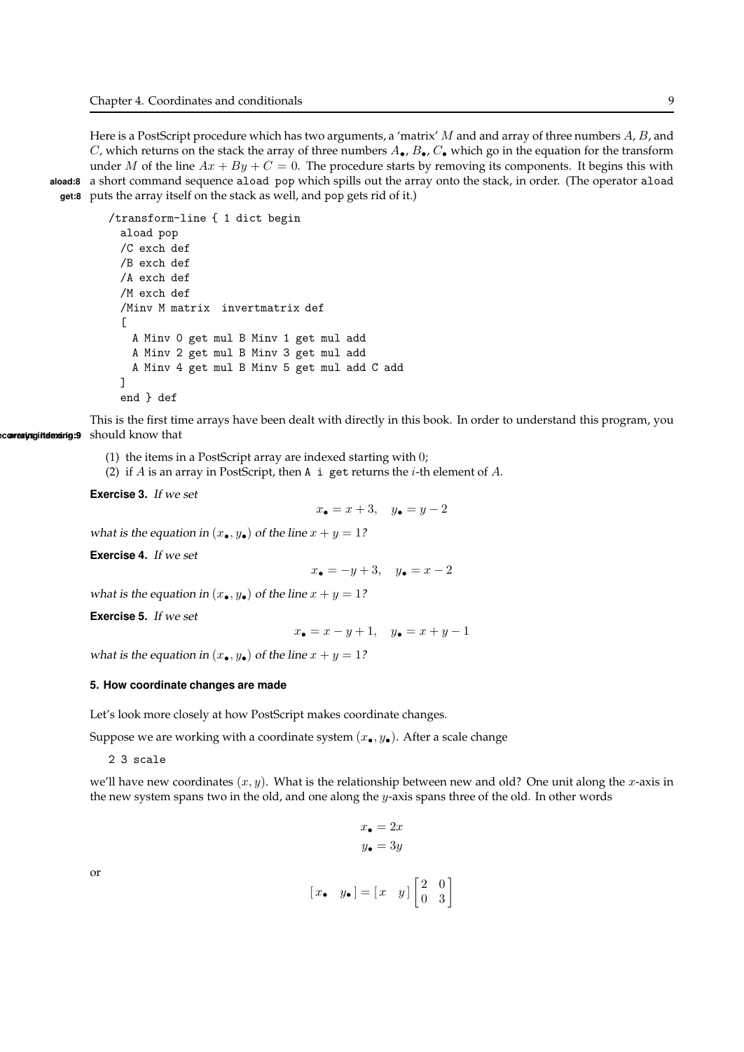Here is a PostScript procedure which has two arguments, a 'matrix' $M$ and and array of three numbers $A$, $B$, and $C$, which returns on the stack the array of three numbers $A_\bullet$, $B_\bullet$, $C_\bullet$ which go in the equation for the transform under $M$ of the line $Ax + By + C = 0$. The procedure starts by removing its components. It begins this with a short command sequence `aload pop` which spills out the array onto the stack, in order. (The operator `aload` puts the array itself on the stack as well, and `pop` gets rid of it.)

```
/transform-line { 1 dict begin
  aload pop
  /C exch def
  /B exch def
  /A exch def
  /M exch def
  /Minv M matrix  invertmatrix def
  [
    A Minv 0 get mul B Minv 1 get mul add
    A Minv 2 get mul B Minv 3 get mul add
    A Minv 4 get mul B Minv 5 get mul add C add
  ]
  end } def
```

This is the first time arrays have been dealt with directly in this book. In order to understand this program, you should know that

(1) the items in a PostScript array are indexed starting with 0;
(2) if $A$ is an array in PostScript, then `A i get` returns the $i$-th element of $A$.

**Exercise 3.** *If we set*

$$x_\bullet = x + 3, \quad y_\bullet = y - 2$$

*what is the equation in* $(x_\bullet, y_\bullet)$ *of the line* $x + y = 1$*?*

**Exercise 4.** *If we set*

$$x_\bullet = -y + 3, \quad y_\bullet = x - 2$$

*what is the equation in* $(x_\bullet, y_\bullet)$ *of the line* $x + y = 1$*?*

**Exercise 5.** *If we set*

$$x_\bullet = x - y + 1, \quad y_\bullet = x + y - 1$$

*what is the equation in* $(x_\bullet, y_\bullet)$ *of the line* $x + y = 1$*?*

### 5. How coordinate changes are made

Let's look more closely at how PostScript makes coordinate changes.

Suppose we are working with a coordinate system $(x_\bullet, y_\bullet)$. After a scale change

```
2 3 scale
```

we'll have new coordinates $(x, y)$. What is the relationship between new and old? One unit along the $x$-axis in the new system spans two in the old, and one along the $y$-axis spans three of the old. In other words

$$x_\bullet = 2x$$
$$y_\bullet = 3y$$

or

$$[\,x_\bullet \quad y_\bullet\,] = [\,x \quad y\,] \begin{bmatrix} 2 & 0 \\ 0 & 3 \end{bmatrix}$$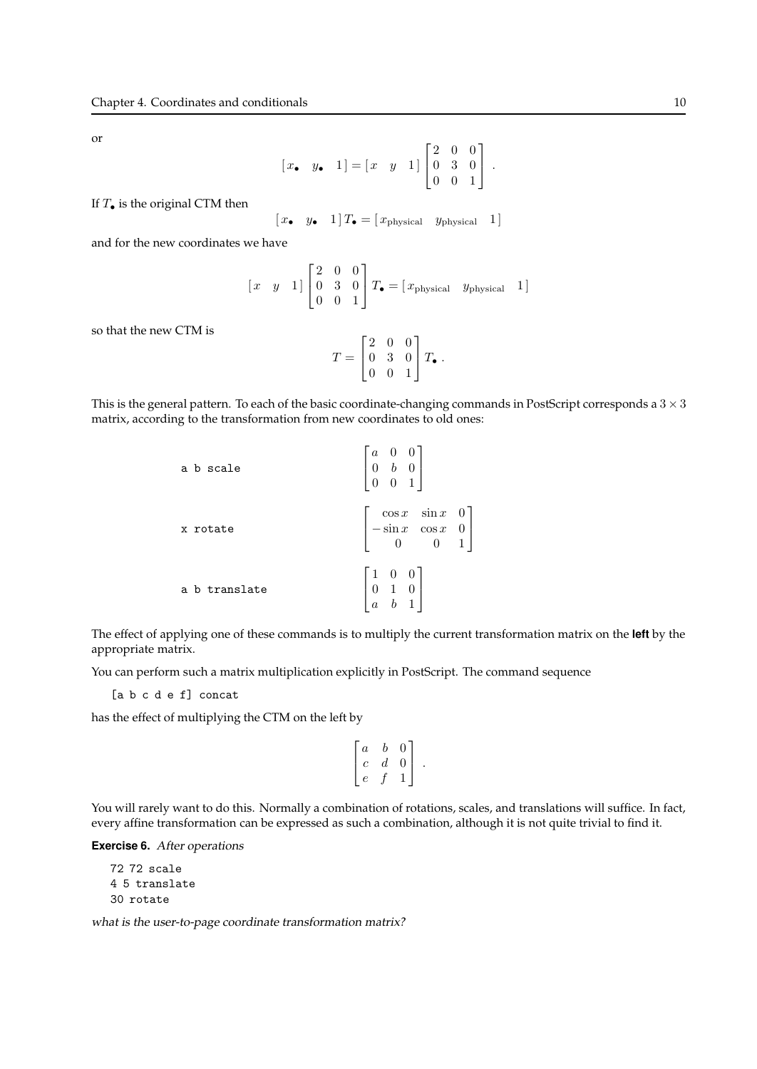or

$$[\,x_\bullet \quad y_\bullet \quad 1\,] = [\,x \quad y \quad 1\,] \begin{bmatrix} 2 & 0 & 0 \\ 0 & 3 & 0 \\ 0 & 0 & 1 \end{bmatrix} .$$

If $T_\bullet$ is the original CTM then

$$[\,x_\bullet \quad y_\bullet \quad 1\,]\, T_\bullet = [\,x_{\text{physical}} \quad y_{\text{physical}} \quad 1\,]$$

and for the new coordinates we have

$$[\,x \quad y \quad 1\,] \begin{bmatrix} 2 & 0 & 0 \\ 0 & 3 & 0 \\ 0 & 0 & 1 \end{bmatrix} T_\bullet = [\,x_{\text{physical}} \quad y_{\text{physical}} \quad 1\,]$$

so that the new CTM is

$$T = \begin{bmatrix} 2 & 0 & 0 \\ 0 & 3 & 0 \\ 0 & 0 & 1 \end{bmatrix} T_\bullet \, .$$

This is the general pattern. To each of the basic coordinate-changing commands in PostScript corresponds a $3 \times 3$ matrix, according to the transformation from new coordinates to old ones:

`a b scale`
$$\begin{bmatrix} a & 0 & 0 \\ 0 & b & 0 \\ 0 & 0 & 1 \end{bmatrix}$$

`x rotate`
$$\begin{bmatrix} \cos x & \sin x & 0 \\ -\sin x & \cos x & 0 \\ 0 & 0 & 1 \end{bmatrix}$$

`a b translate`
$$\begin{bmatrix} 1 & 0 & 0 \\ 0 & 1 & 0 \\ a & b & 1 \end{bmatrix}$$

The effect of applying one of these commands is to multiply the current transformation matrix on the **left** by the appropriate matrix.

You can perform such a matrix multiplication explicitly in PostScript. The command sequence

```
[a b c d e f] concat
```

has the effect of multiplying the CTM on the left by

$$\begin{bmatrix} a & b & 0 \\ c & d & 0 \\ e & f & 1 \end{bmatrix} .$$

You will rarely want to do this. Normally a combination of rotations, scales, and translations will suffice. In fact, every affine transformation can be expressed as such a combination, although it is not quite trivial to find it.

**Exercise 6.** *After operations*

```
72 72 scale
4 5 translate
30 rotate
```

*what is the user-to-page coordinate transformation matrix?*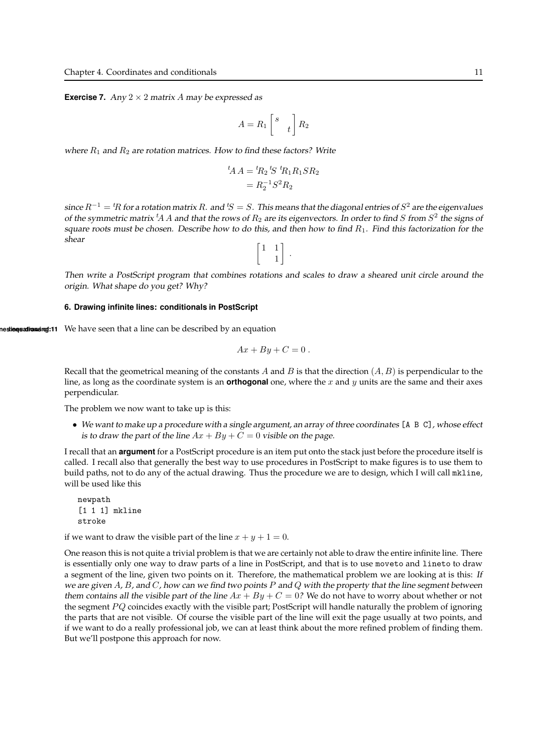**Exercise 7.** *Any $2 \times 2$ matrix $A$ may be expressed as*

$$A = R_1 \begin{bmatrix} s & \\ & t \end{bmatrix} R_2$$

*where $R_1$ and $R_2$ are rotation matrices. How to find these factors? Write*

$$\begin{aligned} {}^t\!A\,A &= {}^t\!R_2\,{}^t\!S\;{}^t\!R_1 R_1 S R_2 \\ &= R_2^{-1} S^2 R_2 \end{aligned}$$

*since $R^{-1} = {}^t\!R$ for a rotation matrix $R$. and ${}^t\!S = S$. This means that the diagonal entries of $S^2$ are the eigenvalues of the symmetric matrix ${}^t\!A\,A$ and that the rows of $R_2$ are its eigenvectors. In order to find $S$ from $S^2$ the signs of square roots must be chosen. Describe how to do this, and then how to find $R_1$. Find this factorization for the shear*

$$\begin{bmatrix} 1 & 1 \\ & 1 \end{bmatrix} .$$

*Then write a PostScript program that combines rotations and scales to draw a sheared unit circle around the origin. What shape do you get? Why?*

### 6. Drawing infinite lines: conditionals in PostScript

We have seen that a line can be described by an equation

$$Ax + By + C = 0 .$$

Recall that the geometrical meaning of the constants $A$ and $B$ is that the direction $(A, B)$ is perpendicular to the line, as long as the coordinate system is an **orthogonal** one, where the $x$ and $y$ units are the same and their axes perpendicular.

The problem we now want to take up is this:

- *We want to make up a procedure with a single argument, an array of three coordinates* `[A B C]`*, whose effect is to draw the part of the line $Ax + By + C = 0$ visible on the page.*

I recall that an **argument** for a PostScript procedure is an item put onto the stack just before the procedure itself is called. I recall also that generally the best way to use procedures in PostScript to make figures is to use them to build paths, not to do any of the actual drawing. Thus the procedure we are to design, which I will call `mkline`, will be used like this

```
newpath
[1 1 1] mkline
stroke
```

if we want to draw the visible part of the line $x + y + 1 = 0$.

One reason this is not quite a trivial problem is that we are certainly not able to draw the entire infinite line. There is essentially only one way to draw parts of a line in PostScript, and that is to use `moveto` and `lineto` to draw a segment of the line, given two points on it. Therefore, the mathematical problem we are looking at is this: *If we are given $A$, $B$, and $C$, how can we find two points $P$ and $Q$ with the property that the line segment between them contains all the visible part of the line $Ax + By + C = 0$?* We do not have to worry about whether or not the segment $PQ$ coincides exactly with the visible part; PostScript will handle naturally the problem of ignoring the parts that are not visible. Of course the visible part of the line will exit the page usually at two points, and if we want to do a really professional job, we can at least think about the more refined problem of finding them. But we'll postpone this approach for now.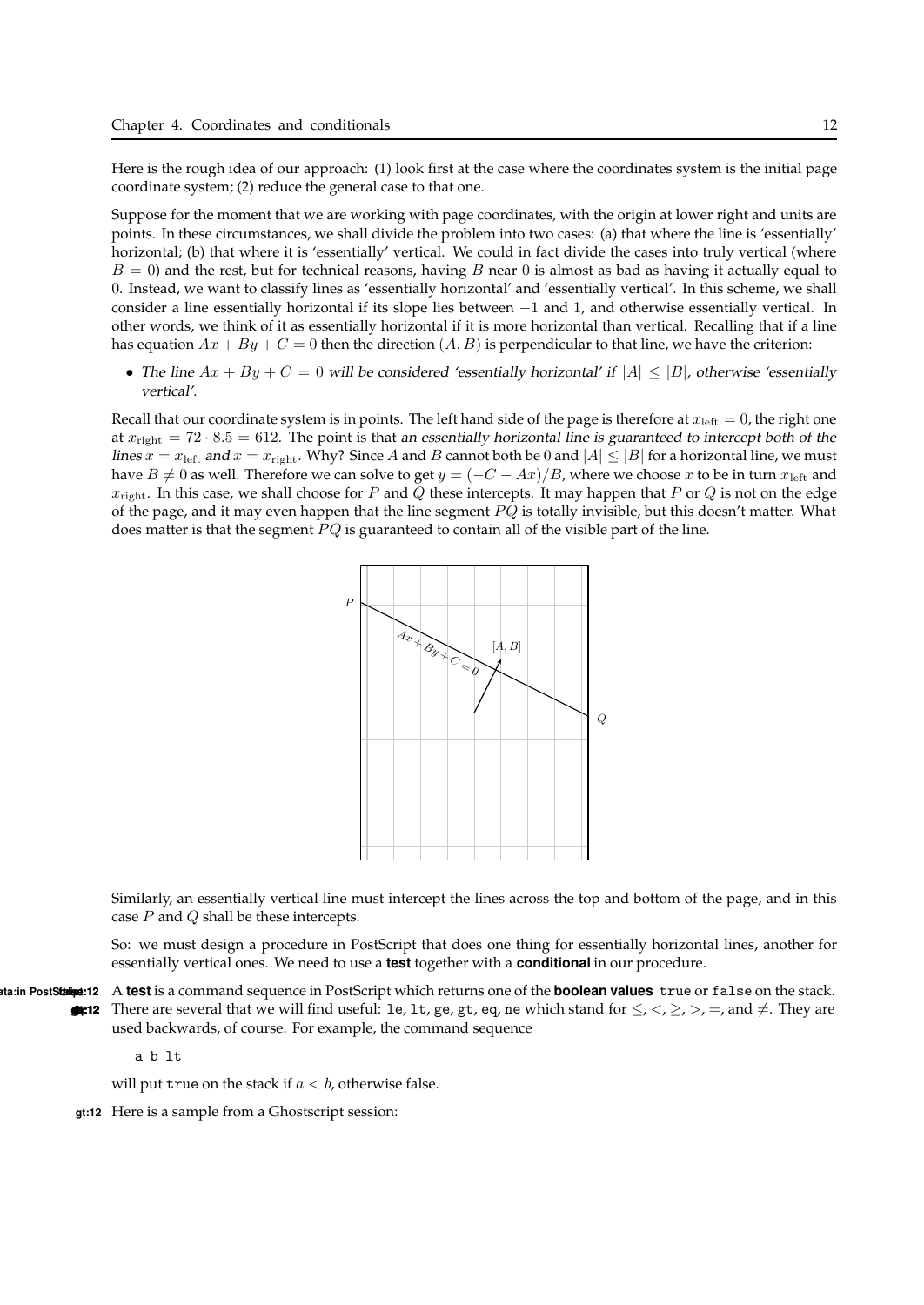Here is the rough idea of our approach: (1) look first at the case where the coordinates system is the initial page coordinate system; (2) reduce the general case to that one.

Suppose for the moment that we are working with page coordinates, with the origin at lower right and units are points. In these circumstances, we shall divide the problem into two cases: (a) that where the line is 'essentially' horizontal; (b) that where it is 'essentially' vertical. We could in fact divide the cases into truly vertical (where $B = 0$) and the rest, but for technical reasons, having $B$ near 0 is almost as bad as having it actually equal to 0. Instead, we want to classify lines as 'essentially horizontal' and 'essentially vertical'. In this scheme, we shall consider a line essentially horizontal if its slope lies between $-1$ and 1, and otherwise essentially vertical. In other words, we think of it as essentially horizontal if it is more horizontal than vertical. Recalling that if a line has equation $Ax + By + C = 0$ then the direction $(A, B)$ is perpendicular to that line, we have the criterion:

- *The line $Ax + By + C = 0$ will be considered 'essentially horizontal' if $|A| \leq |B|$, otherwise 'essentially vertical'.*

Recall that our coordinate system is in points. The left hand side of the page is therefore at $x_{\text{left}} = 0$, the right one at $x_{\text{right}} = 72 \cdot 8.5 = 612$. The point is that *an essentially horizontal line is guaranteed to intercept both of the lines $x = x_{\text{left}}$ and $x = x_{\text{right}}$*. Why? Since $A$ and $B$ cannot both be 0 and $|A| \leq |B|$ for a horizontal line, we must have $B \neq 0$ as well. Therefore we can solve to get $y = (-C - Ax)/B$, where we choose $x$ to be in turn $x_{\text{left}}$ and $x_{\text{right}}$. In this case, we shall choose for $P$ and $Q$ these intercepts. It may happen that $P$ or $Q$ is not on the edge of the page, and it may even happen that the line segment $PQ$ is totally invisible, but this doesn't matter. What does matter is that the segment $PQ$ is guaranteed to contain all of the visible part of the line.

Similarly, an essentially vertical line must intercept the lines across the top and bottom of the page, and in this case $P$ and $Q$ shall be these intercepts.

So: we must design a procedure in PostScript that does one thing for essentially horizontal lines, another for essentially vertical ones. We need to use a **test** together with a **conditional** in our procedure.

A **test** is a command sequence in PostScript which returns one of the **boolean values** `true` or `false` on the stack. There are several that we will find useful: `le`, `lt`, `ge`, `gt`, `eq`, `ne` which stand for $\leq$, $<$, $\geq$, $>$, $=$, and $\neq$. They are used backwards, of course. For example, the command sequence

```
a b lt
```

will put `true` on the stack if $a < b$, otherwise false.

Here is a sample from a Ghostscript session: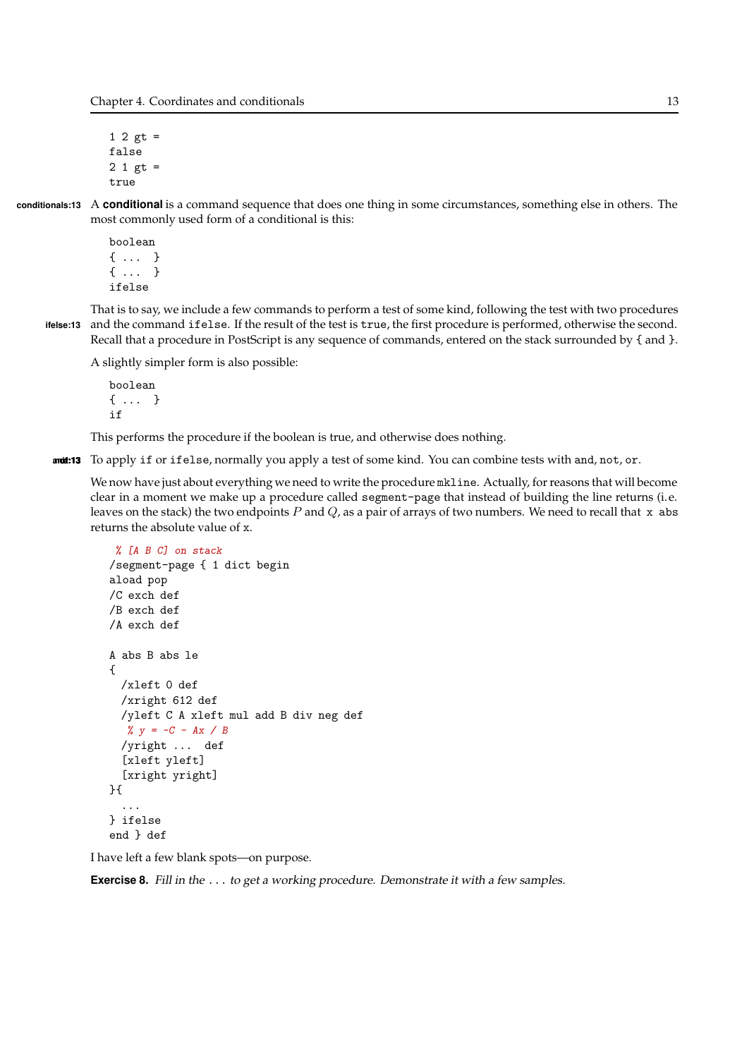```
1 2 gt =
false
2 1 gt =
true
```

A **conditional** is a command sequence that does one thing in some circumstances, something else in others. The most commonly used form of a conditional is this:

```
boolean
{ ...  }
{ ...  }
ifelse
```

That is to say, we include a few commands to perform a test of some kind, following the test with two procedures and the command `ifelse`. If the result of the test is `true`, the first procedure is performed, otherwise the second. Recall that a procedure in PostScript is any sequence of commands, entered on the stack surrounded by { and }.

A slightly simpler form is also possible:

```
boolean
{ ...  }
if
```

This performs the procedure if the boolean is true, and otherwise does nothing.

To apply `if` or `ifelse`, normally you apply a test of some kind. You can combine tests with `and`, `not`, `or`.

We now have just about everything we need to write the procedure `mkline`. Actually, for reasons that will become clear in a moment we make up a procedure called `segment-page` that instead of building the line returns (i.e. leaves on the stack) the two endpoints $P$ and $Q$, as a pair of arrays of two numbers. We need to recall that `x abs` returns the absolute value of `x`.

```
 % [A B C] on stack
/segment-page { 1 dict begin
aload pop
/C exch def
/B exch def
/A exch def

A abs B abs le
{
  /xleft 0 def
  /xright 612 def
  /yleft C A xleft mul add B div neg def
   % y = -C - Ax / B
  /yright ...  def
  [xleft yleft]
  [xright yright]
}{
  ...
} ifelse
end } def
```

I have left a few blank spots—on purpose.

**Exercise 8.** *Fill in the ... to get a working procedure. Demonstrate it with a few samples.*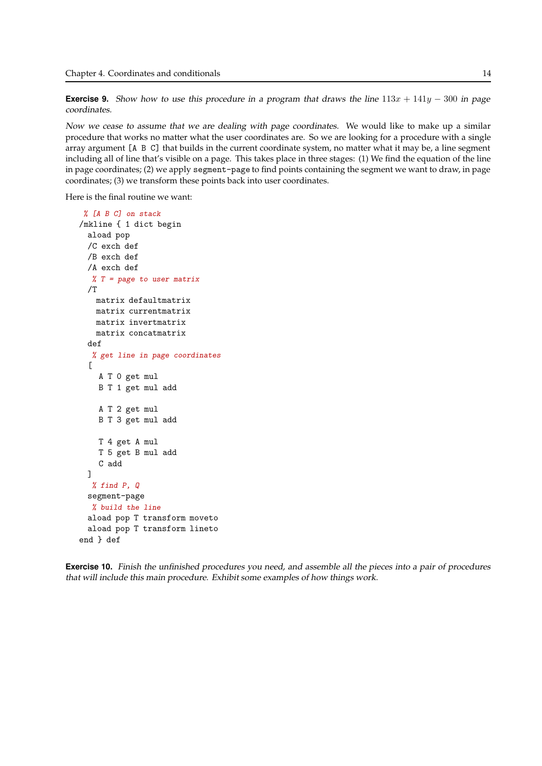**Exercise 9.** *Show how to use this procedure in a program that draws the line $113x + 141y - 300$ in page coordinates.*

*Now we cease to assume that we are dealing with page coordinates.* We would like to make up a similar procedure that works no matter what the user coordinates are. So we are looking for a procedure with a single array argument `[A B C]` that builds in the current coordinate system, no matter what it may be, a line segment including all of line that's visible on a page. This takes place in three stages: (1) We find the equation of the line in page coordinates; (2) we apply `segment-page` to find points containing the segment we want to draw, in page coordinates; (3) we transform these points back into user coordinates.

Here is the final routine we want:

```
 % [A B C] on stack
/mkline { 1 dict begin
  aload pop
  /C exch def
  /B exch def
  /A exch def
   % T = page to user matrix
  /T
    matrix defaultmatrix
    matrix currentmatrix
    matrix invertmatrix
    matrix concatmatrix
  def
   % get line in page coordinates
  [
    A T 0 get mul
    B T 1 get mul add

    A T 2 get mul
    B T 3 get mul add

    T 4 get A mul
    T 5 get B mul add
    C add
  ]
   % find P, Q
  segment-page
   % build the line
  aload pop T transform moveto
  aload pop T transform lineto
end } def
```

**Exercise 10.** *Finish the unfinished procedures you need, and assemble all the pieces into a pair of procedures that will include this main procedure. Exhibit some examples of how things work.*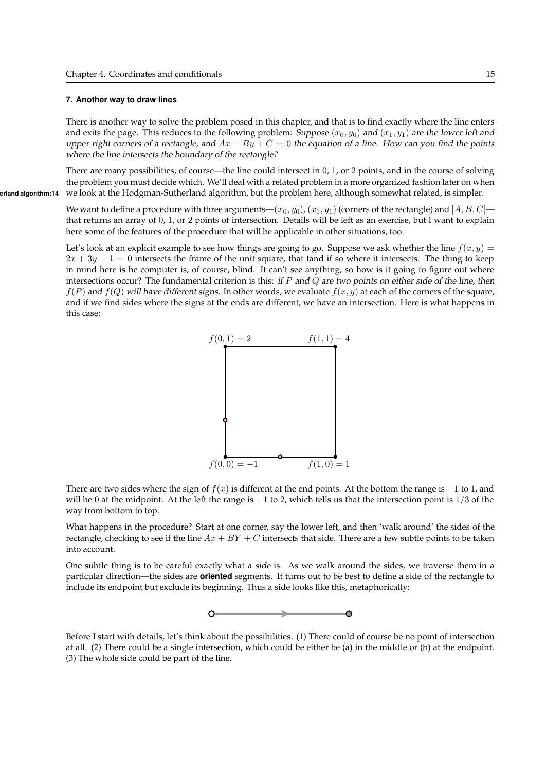### 7. Another way to draw lines

There is another way to solve the problem posed in this chapter, and that is to find exactly where the line enters and exits the page. This reduces to the following problem: *Suppose* $(x_0, y_0)$ *and* $(x_1, y_1)$ *are the lower left and upper right corners of a rectangle, and* $Ax + By + C = 0$ *the equation of a line. How can you find the points where the line intersects the boundary of the rectangle?*

There are many possibilities, of course—the line could intersect in 0, 1, or 2 points, and in the course of solving the problem you must decide which. We'll deal with a related problem in a more organized fashion later on when we look at the Hodgman-Sutherland algorithm, but the problem here, although somewhat related, is simpler.

We want to define a procedure with three arguments—$(x_0, y_0)$, $(x_1, y_1)$ (corners of the rectangle) and $[A, B, C]$—that returns an array of 0, 1, or 2 points of intersection. Details will be left as an exercise, but I want to explain here some of the features of the procedure that will be applicable in other situations, too.

Let's look at an explicit example to see how things are going to go. Suppose we ask whether the line $f(x, y) = 2x + 3y - 1 = 0$ intersects the frame of the unit square, that tand if so where it intersects. The thing to keep in mind here is he computer is, of course, blind. It can't see anything, so how is it going to figure out where intersections occur? The fundamental criterion is this: *if* $P$ *and* $Q$ *are two points on either side of the line, then* $f(P)$ *and* $f(Q)$ *will have different signs.* In other words, we evaluate $f(x, y)$ at each of the corners of the square, and if we find sides where the signs at the ends are different, we have an intersection. Here is what happens in this case:

$f(0,1) = 2$ $f(1,1) = 4$

$f(0,0) = -1$ $f(1,0) = 1$

There are two sides where the sign of $f(x)$ is different at the end points. At the bottom the range is $-1$ to 1, and will be 0 at the midpoint. At the left the range is $-1$ to 2, which tells us that the intersection point is $1/3$ of the way from bottom to top.

What happens in the procedure? Start at one corner, say the lower left, and then 'walk around' the sides of the rectangle, checking to see if the line $Ax + BY + C$ intersects that side. There are a few subtle points to be taken into account.

One subtle thing is to be careful exactly what a *side* is. As we walk around the sides, we traverse them in a particular direction—the sides are **oriented** segments. It turns out to be best to define a side of the rectangle to include its endpoint but exclude its beginning. Thus a side looks like this, metaphorically:

Before I start with details, let's think about the possibilities. (1) There could of course be no point of intersection at all. (2) There could be a single intersection, which could be either be (a) in the middle or (b) at the endpoint. (3) The whole side could be part of the line.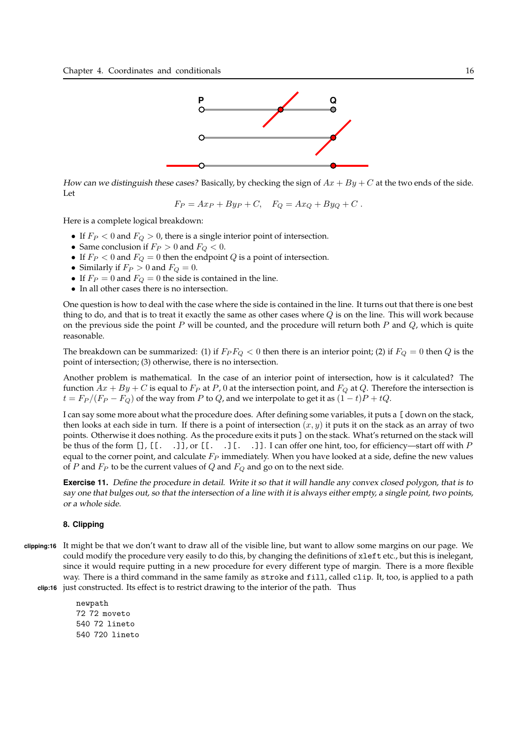*How can we distinguish these cases?* Basically, by checking the sign of $Ax + By + C$ at the two ends of the side. Let

$$F_P = Ax_P + By_P + C, \quad F_Q = Ax_Q + By_Q + C \,.$$

Here is a complete logical breakdown:

- If $F_P < 0$ and $F_Q > 0$, there is a single interior point of intersection.
- Same conclusion if $F_P > 0$ and $F_Q < 0$.
- If $F_P < 0$ and $F_Q = 0$ then the endpoint $Q$ is a point of intersection.
- Similarly if $F_P > 0$ and $F_Q = 0$.
- If $F_P = 0$ and $F_Q = 0$ the side is contained in the line.
- In all other cases there is no intersection.

One question is how to deal with the case where the side is contained in the line. It turns out that there is one best thing to do, and that is to treat it exactly the same as other cases where $Q$ is on the line. This will work because on the previous side the point $P$ will be counted, and the procedure will return both $P$ and $Q$, which is quite reasonable.

The breakdown can be summarized: (1) if $F_P F_Q < 0$ then there is an interior point; (2) if $F_Q = 0$ then $Q$ is the point of intersection; (3) otherwise, there is no intersection.

Another problem is mathematical. In the case of an interior point of intersection, how is it calculated? The function $Ax + By + C$ is equal to $F_P$ at $P$, 0 at the intersection point, and $F_Q$ at $Q$. Therefore the intersection is $t = F_P/(F_P - F_Q)$ of the way from $P$ to $Q$, and we interpolate to get it as $(1 - t)P + tQ$.

I can say some more about what the procedure does. After defining some variables, it puts a [ down on the stack, then looks at each side in turn. If there is a point of intersection $(x, y)$ it puts it on the stack as an array of two points. Otherwise it does nothing. As the procedure exits it puts ] on the stack. What's returned on the stack will be thus of the form `[]`, `[[. .]]`, or `[[. .][. .]]`. I can offer one hint, too, for efficiency—start off with $P$ equal to the corner point, and calculate $F_P$ immediately. When you have looked at a side, define the new values of $P$ and $F_P$ to be the current values of $Q$ and $F_Q$ and go on to the next side.

**Exercise 11.** *Define the procedure in detail. Write it so that it will handle any convex closed polygon, that is to say one that bulges out, so that the intersection of a line with it is always either empty, a single point, two points, or a whole side.*

### 8. Clipping

It might be that we don't want to draw all of the visible line, but want to allow some margins on our page. We could modify the procedure very easily to do this, by changing the definitions of `xleft` etc., but this is inelegant, since it would require putting in a new procedure for every different type of margin. There is a more flexible way. There is a third command in the same family as `stroke` and `fill`, called `clip`. It, too, is applied to a path just constructed. Its effect is to restrict drawing to the interior of the path. Thus

```
newpath
72 72 moveto
540 72 lineto
540 720 lineto
```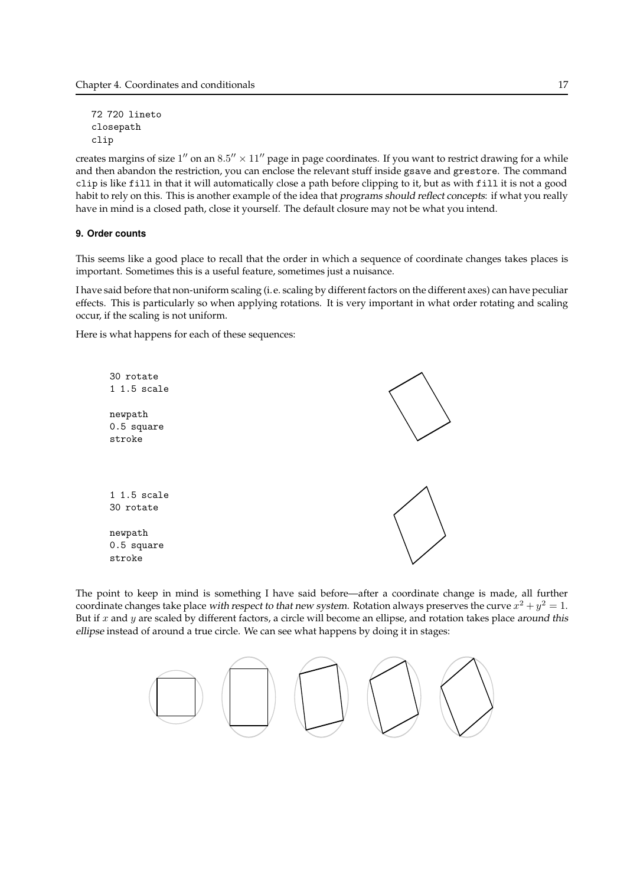```
72 720 lineto
closepath
clip
```

creates margins of size $1''$ on an $8.5'' \times 11''$ page in page coordinates. If you want to restrict drawing for a while and then abandon the restriction, you can enclose the relevant stuff inside `gsave` and `grestore`. The command `clip` is like `fill` in that it will automatically close a path before clipping to it, but as with `fill` it is not a good habit to rely on this. This is another example of the idea that *programs should reflect concepts*: if what you really have in mind is a closed path, close it yourself. The default closure may not be what you intend.

### 9. Order counts

This seems like a good place to recall that the order in which a sequence of coordinate changes takes places is important. Sometimes this is a useful feature, sometimes just a nuisance.

I have said before that non-uniform scaling (i. e. scaling by different factors on the different axes) can have peculiar effects. This is particularly so when applying rotations. It is very important in what order rotating and scaling occur, if the scaling is not uniform.

Here is what happens for each of these sequences:

```
30 rotate
1 1.5 scale

newpath
0.5 square
stroke
```

```
1 1.5 scale
30 rotate

newpath
0.5 square
stroke
```

The point to keep in mind is something I have said before—after a coordinate change is made, all further coordinate changes take place *with respect to that new system*. Rotation always preserves the curve $x^2 + y^2 = 1$. But if $x$ and $y$ are scaled by different factors, a circle will become an ellipse, and rotation takes place *around this ellipse* instead of around a true circle. We can see what happens by doing it in stages: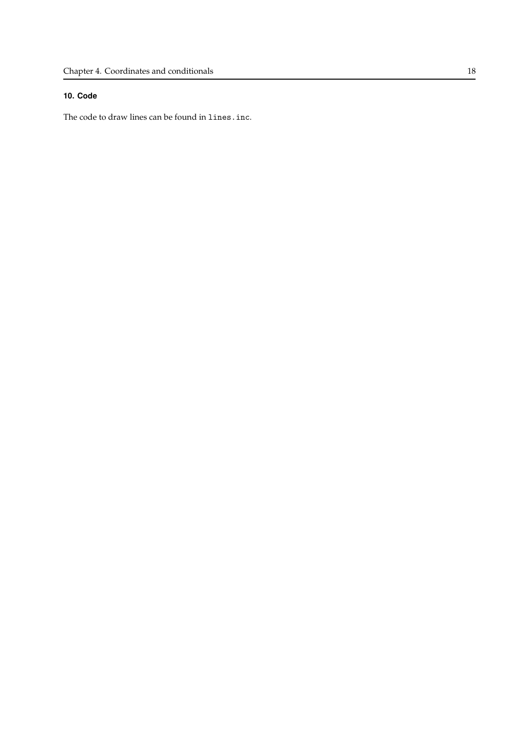### 10. Code

The code to draw lines can be found in `lines.inc`.